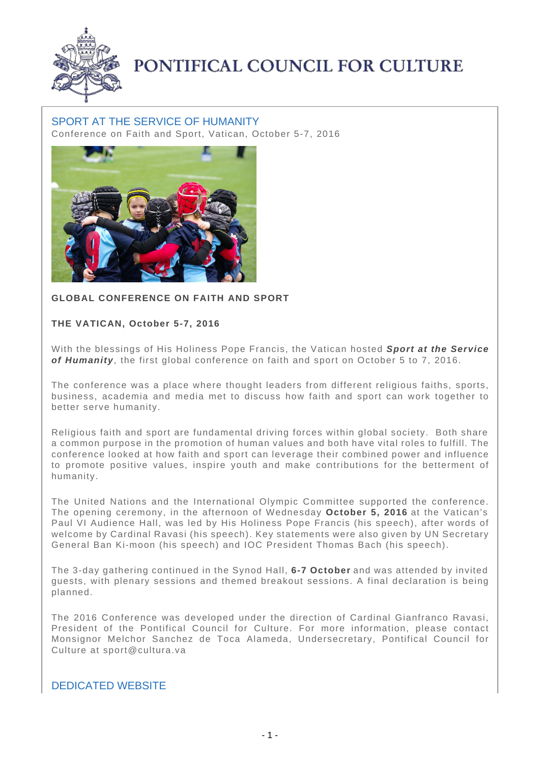# PONTIFICAL COUNCIL FOR CULTURE

## SPORT AT THE SERVICE OF HUMANITY

Conference on Faith and Sport, Vatican, October 5-7, 2016

**GLOBAL CONFERENCE ON FAITH AND SPORT**

**THE VATICAN, October 5-7, 2016**

With the blessings of His Holiness Pope Francis, the Vatican hosted ***Sport at the Service of Humanity***, the first global conference on faith and sport on October 5 to 7, 2016.

The conference was a place where thought leaders from different religious faiths, sports, business, academia and media met to discuss how faith and sport can work together to better serve humanity.

Religious faith and sport are fundamental driving forces within global society. Both share a common purpose in the promotion of human values and both have vital roles to fulfill. The conference looked at how faith and sport can leverage their combined power and influence to promote positive values, inspire youth and make contributions for the betterment of humanity.

The United Nations and the International Olympic Committee supported the conference. The opening ceremony, in the afternoon of Wednesday **October 5, 2016** at the Vatican's Paul VI Audience Hall, was led by His Holiness Pope Francis (his speech), after words of welcome by Cardinal Ravasi (his speech). Key statements were also given by UN Secretary General Ban Ki-moon (his speech) and IOC President Thomas Bach (his speech).

The 3-day gathering continued in the Synod Hall, **6-7 October** and was attended by invited guests, with plenary sessions and themed breakout sessions. A final declaration is being planned.

The 2016 Conference was developed under the direction of Cardinal Gianfranco Ravasi, President of the Pontifical Council for Culture. For more information, please contact Monsignor Melchor Sanchez de Toca Alameda, Undersecretary, Pontifical Council for Culture at sport@cultura.va

## DEDICATED WEBSITE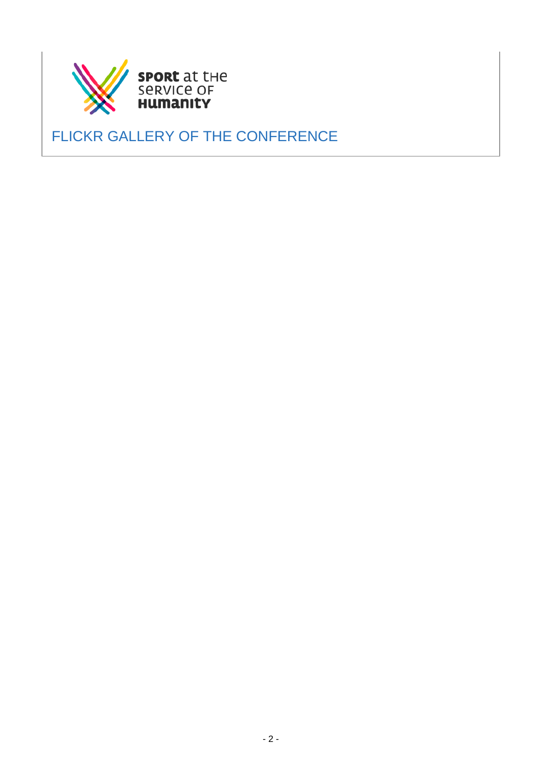sport at the service of humanity

# FLICKR GALLERY OF THE CONFERENCE